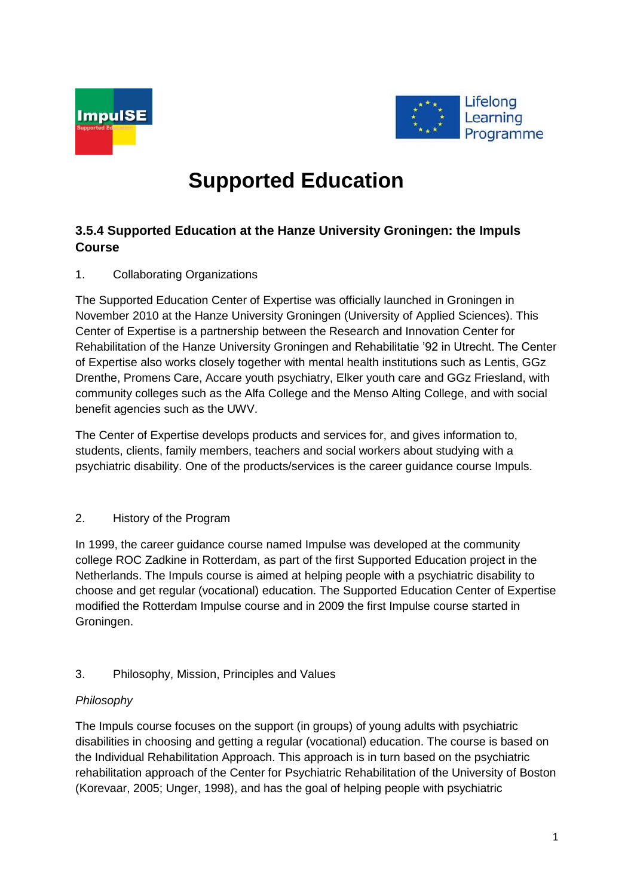# Supported Education

## 3.5.4 Supported Education at the Hanze University Groningen: the Impuls Course

1. Collaborating Organizations

The Supported Education Center of Expertise was officially launched in Groningen in November 2010 at the Hanze University Groningen (University of Applied Sciences). This Center of Expertise is a partnership between the Research and Innovation Center for Rehabilitation of the Hanze University Groningen and Rehabilitatie '92 in Utrecht. The Center of Expertise also works closely together with mental health institutions such as Lentis, GGz Drenthe, Promens Care, Accare youth psychiatry, Elker youth care and GGz Friesland, with community colleges such as the Alfa College and the Menso Alting College, and with social benefit agencies such as the UWV.

The Center of Expertise develops products and services for, and gives information to, students, clients, family members, teachers and social workers about studying with a psychiatric disability. One of the products/services is the career guidance course Impuls.

2. History of the Program

In 1999, the career guidance course named Impulse was developed at the community college ROC Zadkine in Rotterdam, as part of the first Supported Education project in the Netherlands. The Impuls course is aimed at helping people with a psychiatric disability to choose and get regular (vocational) education. The Supported Education Center of Expertise modified the Rotterdam Impulse course and in 2009 the first Impulse course started in Groningen.

3. Philosophy, Mission, Principles and Values

*Philosophy*

The Impuls course focuses on the support (in groups) of young adults with psychiatric disabilities in choosing and getting a regular (vocational) education. The course is based on the Individual Rehabilitation Approach. This approach is in turn based on the psychiatric rehabilitation approach of the Center for Psychiatric Rehabilitation of the University of Boston (Korevaar, 2005; Unger, 1998), and has the goal of helping people with psychiatric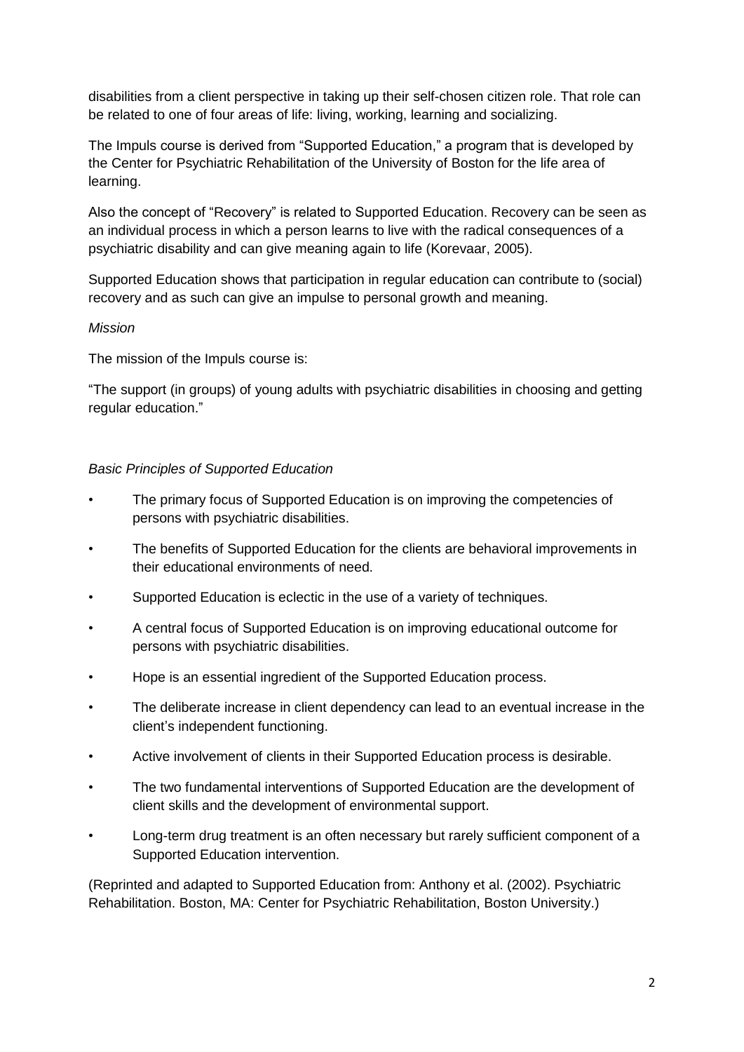disabilities from a client perspective in taking up their self-chosen citizen role. That role can be related to one of four areas of life: living, working, learning and socializing.

The Impuls course is derived from "Supported Education," a program that is developed by the Center for Psychiatric Rehabilitation of the University of Boston for the life area of learning.

Also the concept of "Recovery" is related to Supported Education. Recovery can be seen as an individual process in which a person learns to live with the radical consequences of a psychiatric disability and can give meaning again to life (Korevaar, 2005).

Supported Education shows that participation in regular education can contribute to (social) recovery and as such can give an impulse to personal growth and meaning.

*Mission*

The mission of the Impuls course is:

"The support (in groups) of young adults with psychiatric disabilities in choosing and getting regular education."

*Basic Principles of Supported Education*

- The primary focus of Supported Education is on improving the competencies of persons with psychiatric disabilities.
- The benefits of Supported Education for the clients are behavioral improvements in their educational environments of need.
- Supported Education is eclectic in the use of a variety of techniques.
- A central focus of Supported Education is on improving educational outcome for persons with psychiatric disabilities.
- Hope is an essential ingredient of the Supported Education process.
- The deliberate increase in client dependency can lead to an eventual increase in the client's independent functioning.
- Active involvement of clients in their Supported Education process is desirable.
- The two fundamental interventions of Supported Education are the development of client skills and the development of environmental support.
- Long-term drug treatment is an often necessary but rarely sufficient component of a Supported Education intervention.

(Reprinted and adapted to Supported Education from: Anthony et al. (2002). Psychiatric Rehabilitation. Boston, MA: Center for Psychiatric Rehabilitation, Boston University.)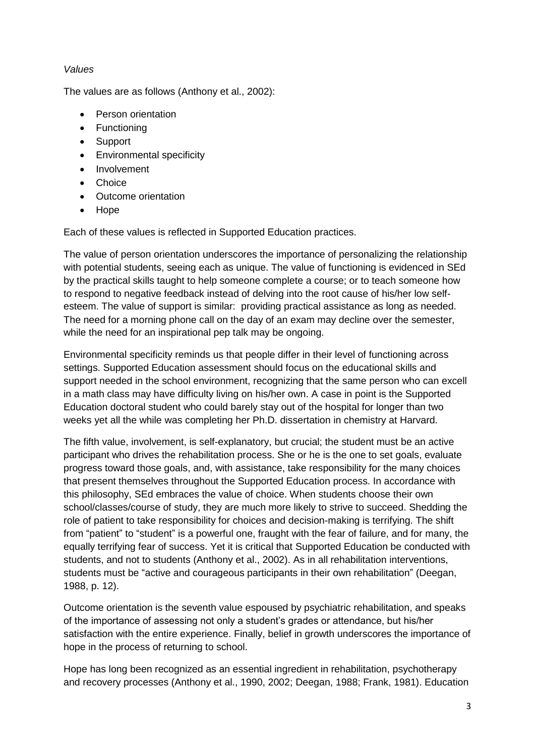*Values*

The values are as follows (Anthony et al., 2002):

- Person orientation
- Functioning
- Support
- Environmental specificity
- Involvement
- Choice
- Outcome orientation
- Hope

Each of these values is reflected in Supported Education practices.

The value of person orientation underscores the importance of personalizing the relationship with potential students, seeing each as unique. The value of functioning is evidenced in SEd by the practical skills taught to help someone complete a course; or to teach someone how to respond to negative feedback instead of delving into the root cause of his/her low self-esteem. The value of support is similar: providing practical assistance as long as needed. The need for a morning phone call on the day of an exam may decline over the semester, while the need for an inspirational pep talk may be ongoing.

Environmental specificity reminds us that people differ in their level of functioning across settings. Supported Education assessment should focus on the educational skills and support needed in the school environment, recognizing that the same person who can excell in a math class may have difficulty living on his/her own. A case in point is the Supported Education doctoral student who could barely stay out of the hospital for longer than two weeks yet all the while was completing her Ph.D. dissertation in chemistry at Harvard.

The fifth value, involvement, is self-explanatory, but crucial; the student must be an active participant who drives the rehabilitation process. She or he is the one to set goals, evaluate progress toward those goals, and, with assistance, take responsibility for the many choices that present themselves throughout the Supported Education process. In accordance with this philosophy, SEd embraces the value of choice. When students choose their own school/classes/course of study, they are much more likely to strive to succeed. Shedding the role of patient to take responsibility for choices and decision-making is terrifying. The shift from "patient" to "student" is a powerful one, fraught with the fear of failure, and for many, the equally terrifying fear of success. Yet it is critical that Supported Education be conducted with students, and not to students (Anthony et al., 2002). As in all rehabilitation interventions, students must be "active and courageous participants in their own rehabilitation" (Deegan, 1988, p. 12).

Outcome orientation is the seventh value espoused by psychiatric rehabilitation, and speaks of the importance of assessing not only a student's grades or attendance, but his/her satisfaction with the entire experience. Finally, belief in growth underscores the importance of hope in the process of returning to school.

Hope has long been recognized as an essential ingredient in rehabilitation, psychotherapy and recovery processes (Anthony et al., 1990, 2002; Deegan, 1988; Frank, 1981). Education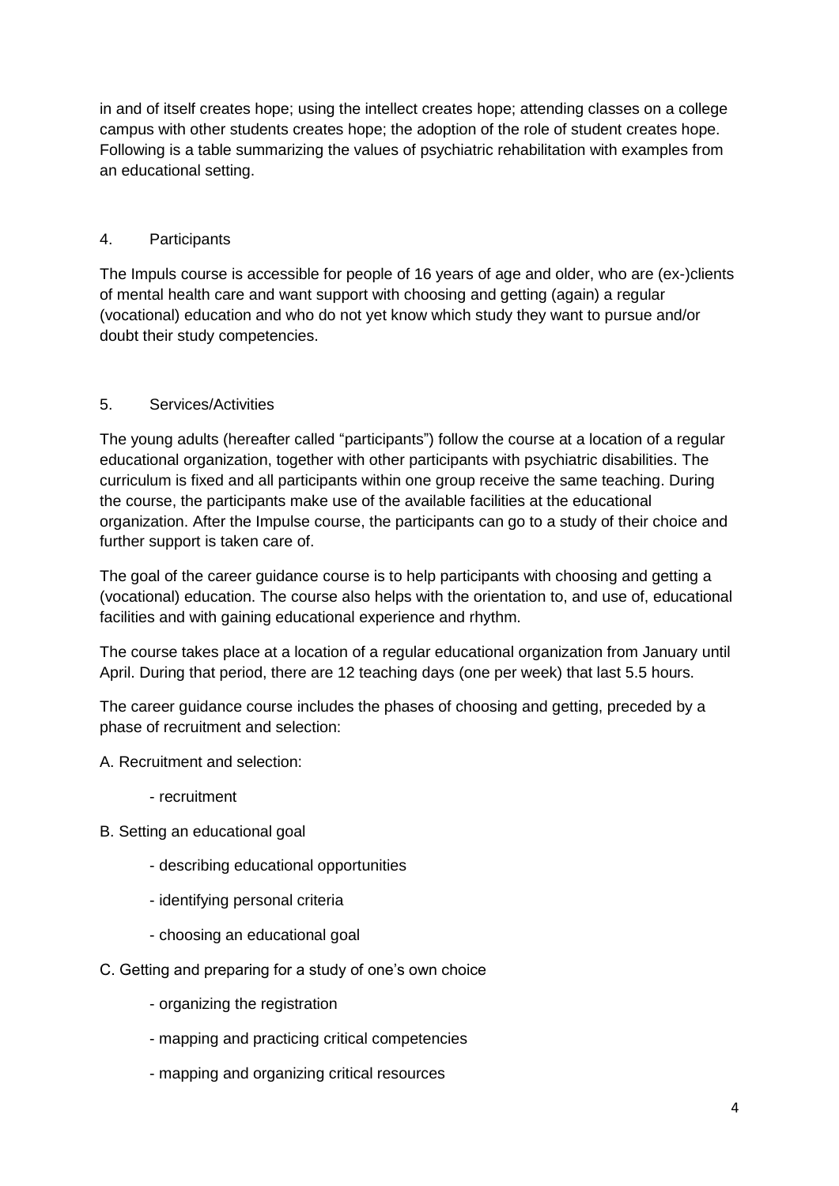in and of itself creates hope; using the intellect creates hope; attending classes on a college campus with other students creates hope; the adoption of the role of student creates hope. Following is a table summarizing the values of psychiatric rehabilitation with examples from an educational setting.

## 4. Participants

The Impuls course is accessible for people of 16 years of age and older, who are (ex-)clients of mental health care and want support with choosing and getting (again) a regular (vocational) education and who do not yet know which study they want to pursue and/or doubt their study competencies.

## 5. Services/Activities

The young adults (hereafter called "participants") follow the course at a location of a regular educational organization, together with other participants with psychiatric disabilities. The curriculum is fixed and all participants within one group receive the same teaching. During the course, the participants make use of the available facilities at the educational organization. After the Impulse course, the participants can go to a study of their choice and further support is taken care of.

The goal of the career guidance course is to help participants with choosing and getting a (vocational) education. The course also helps with the orientation to, and use of, educational facilities and with gaining educational experience and rhythm.

The course takes place at a location of a regular educational organization from January until April. During that period, there are 12 teaching days (one per week) that last 5.5 hours.

The career guidance course includes the phases of choosing and getting, preceded by a phase of recruitment and selection:

A. Recruitment and selection:

- recruitment

B. Setting an educational goal

- describing educational opportunities
- identifying personal criteria
- choosing an educational goal

C. Getting and preparing for a study of one's own choice

- organizing the registration
- mapping and practicing critical competencies
- mapping and organizing critical resources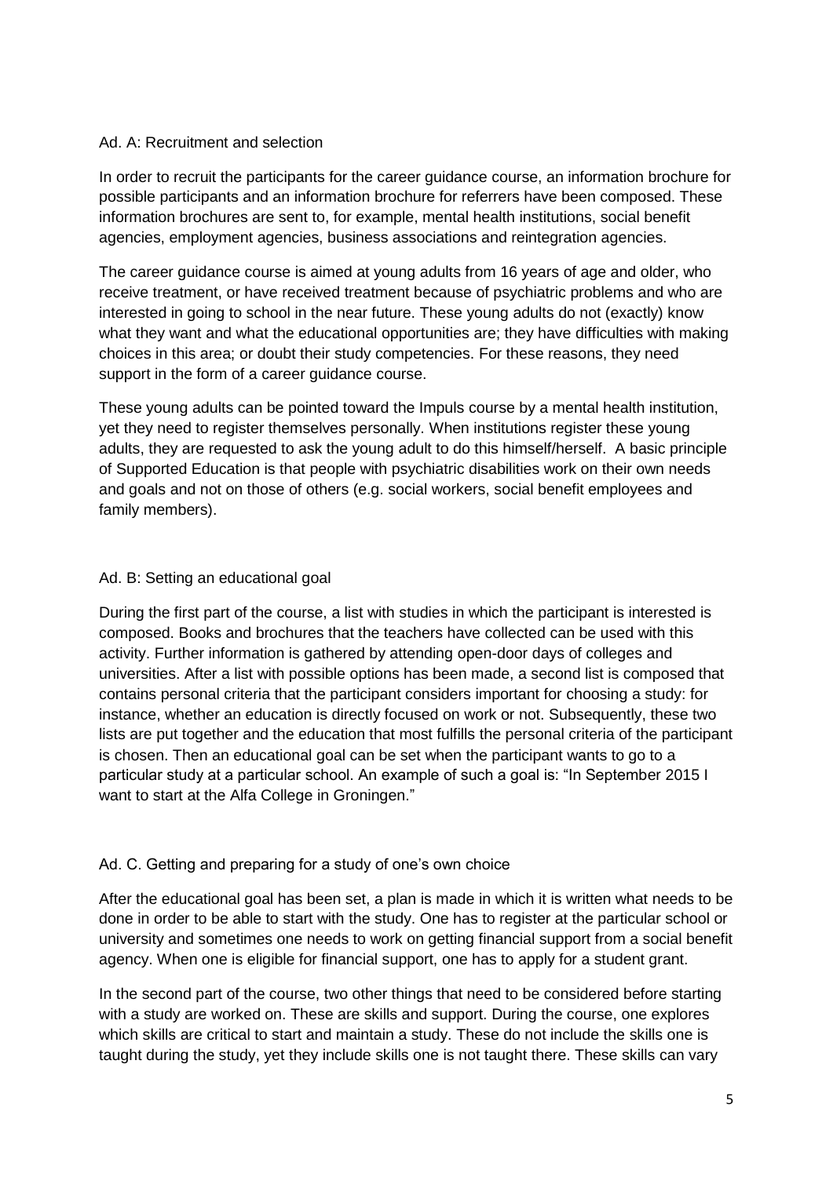### Ad. A: Recruitment and selection

In order to recruit the participants for the career guidance course, an information brochure for possible participants and an information brochure for referrers have been composed. These information brochures are sent to, for example, mental health institutions, social benefit agencies, employment agencies, business associations and reintegration agencies.

The career guidance course is aimed at young adults from 16 years of age and older, who receive treatment, or have received treatment because of psychiatric problems and who are interested in going to school in the near future. These young adults do not (exactly) know what they want and what the educational opportunities are; they have difficulties with making choices in this area; or doubt their study competencies. For these reasons, they need support in the form of a career guidance course.

These young adults can be pointed toward the Impuls course by a mental health institution, yet they need to register themselves personally. When institutions register these young adults, they are requested to ask the young adult to do this himself/herself. A basic principle of Supported Education is that people with psychiatric disabilities work on their own needs and goals and not on those of others (e.g. social workers, social benefit employees and family members).

### Ad. B: Setting an educational goal

During the first part of the course, a list with studies in which the participant is interested is composed. Books and brochures that the teachers have collected can be used with this activity. Further information is gathered by attending open-door days of colleges and universities. After a list with possible options has been made, a second list is composed that contains personal criteria that the participant considers important for choosing a study: for instance, whether an education is directly focused on work or not. Subsequently, these two lists are put together and the education that most fulfills the personal criteria of the participant is chosen. Then an educational goal can be set when the participant wants to go to a particular study at a particular school. An example of such a goal is: "In September 2015 I want to start at the Alfa College in Groningen."

### Ad. C. Getting and preparing for a study of one's own choice

After the educational goal has been set, a plan is made in which it is written what needs to be done in order to be able to start with the study. One has to register at the particular school or university and sometimes one needs to work on getting financial support from a social benefit agency. When one is eligible for financial support, one has to apply for a student grant.

In the second part of the course, two other things that need to be considered before starting with a study are worked on. These are skills and support. During the course, one explores which skills are critical to start and maintain a study. These do not include the skills one is taught during the study, yet they include skills one is not taught there. These skills can vary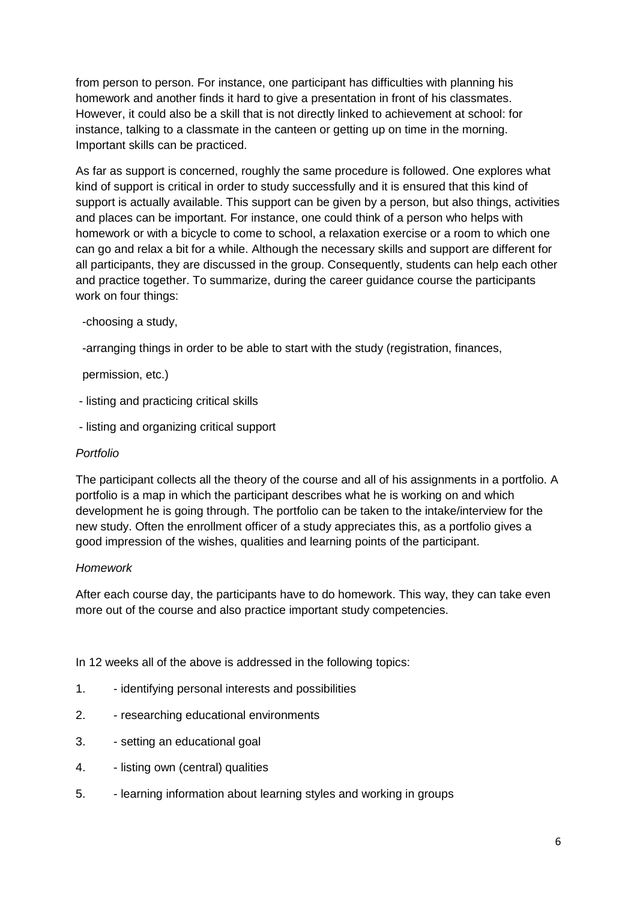from person to person. For instance, one participant has difficulties with planning his homework and another finds it hard to give a presentation in front of his classmates. However, it could also be a skill that is not directly linked to achievement at school: for instance, talking to a classmate in the canteen or getting up on time in the morning. Important skills can be practiced.

As far as support is concerned, roughly the same procedure is followed. One explores what kind of support is critical in order to study successfully and it is ensured that this kind of support is actually available. This support can be given by a person, but also things, activities and places can be important. For instance, one could think of a person who helps with homework or with a bicycle to come to school, a relaxation exercise or a room to which one can go and relax a bit for a while. Although the necessary skills and support are different for all participants, they are discussed in the group. Consequently, students can help each other and practice together. To summarize, during the career guidance course the participants work on four things:

- choosing a study,
- arranging things in order to be able to start with the study (registration, finances, permission, etc.)
- listing and practicing critical skills
- listing and organizing critical support

*Portfolio*

The participant collects all the theory of the course and all of his assignments in a portfolio. A portfolio is a map in which the participant describes what he is working on and which development he is going through. The portfolio can be taken to the intake/interview for the new study. Often the enrollment officer of a study appreciates this, as a portfolio gives a good impression of the wishes, qualities and learning points of the participant.

*Homework*

After each course day, the participants have to do homework. This way, they can take even more out of the course and also practice important study competencies.

In 12 weeks all of the above is addressed in the following topics:

1. - identifying personal interests and possibilities
2. - researching educational environments
3. - setting an educational goal
4. - listing own (central) qualities
5. - learning information about learning styles and working in groups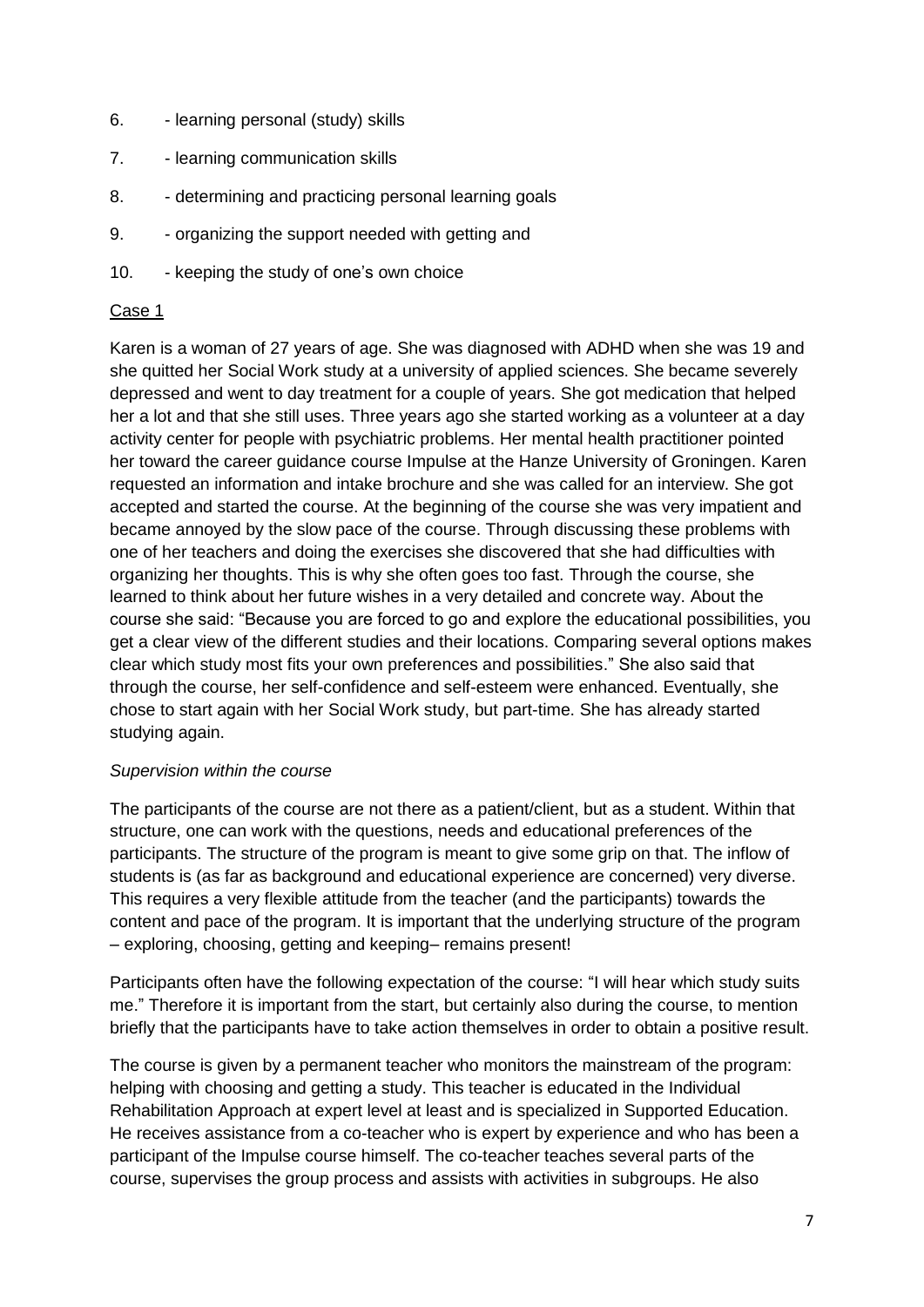6. - learning personal (study) skills
7. - learning communication skills
8. - determining and practicing personal learning goals
9. - organizing the support needed with getting and
10. - keeping the study of one's own choice

<u>Case 1</u>

Karen is a woman of 27 years of age. She was diagnosed with ADHD when she was 19 and she quitted her Social Work study at a university of applied sciences. She became severely depressed and went to day treatment for a couple of years. She got medication that helped her a lot and that she still uses. Three years ago she started working as a volunteer at a day activity center for people with psychiatric problems. Her mental health practitioner pointed her toward the career guidance course Impulse at the Hanze University of Groningen. Karen requested an information and intake brochure and she was called for an interview. She got accepted and started the course. At the beginning of the course she was very impatient and became annoyed by the slow pace of the course. Through discussing these problems with one of her teachers and doing the exercises she discovered that she had difficulties with organizing her thoughts. This is why she often goes too fast. Through the course, she learned to think about her future wishes in a very detailed and concrete way. About the course she said: "Because you are forced to go and explore the educational possibilities, you get a clear view of the different studies and their locations. Comparing several options makes clear which study most fits your own preferences and possibilities." She also said that through the course, her self-confidence and self-esteem were enhanced. Eventually, she chose to start again with her Social Work study, but part-time. She has already started studying again.

*Supervision within the course*

The participants of the course are not there as a patient/client, but as a student. Within that structure, one can work with the questions, needs and educational preferences of the participants. The structure of the program is meant to give some grip on that. The inflow of students is (as far as background and educational experience are concerned) very diverse. This requires a very flexible attitude from the teacher (and the participants) towards the content and pace of the program. It is important that the underlying structure of the program – exploring, choosing, getting and keeping– remains present!

Participants often have the following expectation of the course: "I will hear which study suits me." Therefore it is important from the start, but certainly also during the course, to mention briefly that the participants have to take action themselves in order to obtain a positive result.

The course is given by a permanent teacher who monitors the mainstream of the program: helping with choosing and getting a study. This teacher is educated in the Individual Rehabilitation Approach at expert level at least and is specialized in Supported Education. He receives assistance from a co-teacher who is expert by experience and who has been a participant of the Impulse course himself. The co-teacher teaches several parts of the course, supervises the group process and assists with activities in subgroups. He also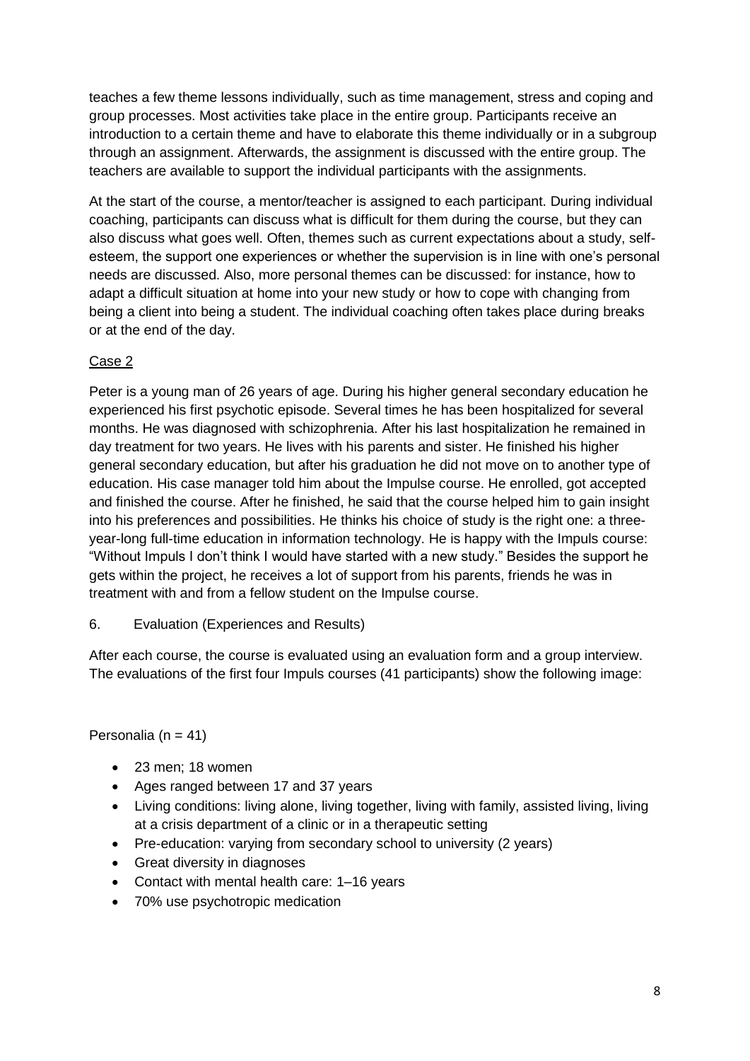teaches a few theme lessons individually, such as time management, stress and coping and group processes. Most activities take place in the entire group. Participants receive an introduction to a certain theme and have to elaborate this theme individually or in a subgroup through an assignment. Afterwards, the assignment is discussed with the entire group. The teachers are available to support the individual participants with the assignments.

At the start of the course, a mentor/teacher is assigned to each participant. During individual coaching, participants can discuss what is difficult for them during the course, but they can also discuss what goes well. Often, themes such as current expectations about a study, self-esteem, the support one experiences or whether the supervision is in line with one's personal needs are discussed. Also, more personal themes can be discussed: for instance, how to adapt a difficult situation at home into your new study or how to cope with changing from being a client into being a student. The individual coaching often takes place during breaks or at the end of the day.

Case 2

Peter is a young man of 26 years of age. During his higher general secondary education he experienced his first psychotic episode. Several times he has been hospitalized for several months. He was diagnosed with schizophrenia. After his last hospitalization he remained in day treatment for two years. He lives with his parents and sister. He finished his higher general secondary education, but after his graduation he did not move on to another type of education. His case manager told him about the Impulse course. He enrolled, got accepted and finished the course. After he finished, he said that the course helped him to gain insight into his preferences and possibilities. He thinks his choice of study is the right one: a three-year-long full-time education in information technology. He is happy with the Impuls course: "Without Impuls I don't think I would have started with a new study." Besides the support he gets within the project, he receives a lot of support from his parents, friends he was in treatment with and from a fellow student on the Impulse course.

## 6. Evaluation (Experiences and Results)

After each course, the course is evaluated using an evaluation form and a group interview. The evaluations of the first four Impuls courses (41 participants) show the following image:

Personalia (n = 41)

- 23 men; 18 women
- Ages ranged between 17 and 37 years
- Living conditions: living alone, living together, living with family, assisted living, living at a crisis department of a clinic or in a therapeutic setting
- Pre-education: varying from secondary school to university (2 years)
- Great diversity in diagnoses
- Contact with mental health care: 1–16 years
- 70% use psychotropic medication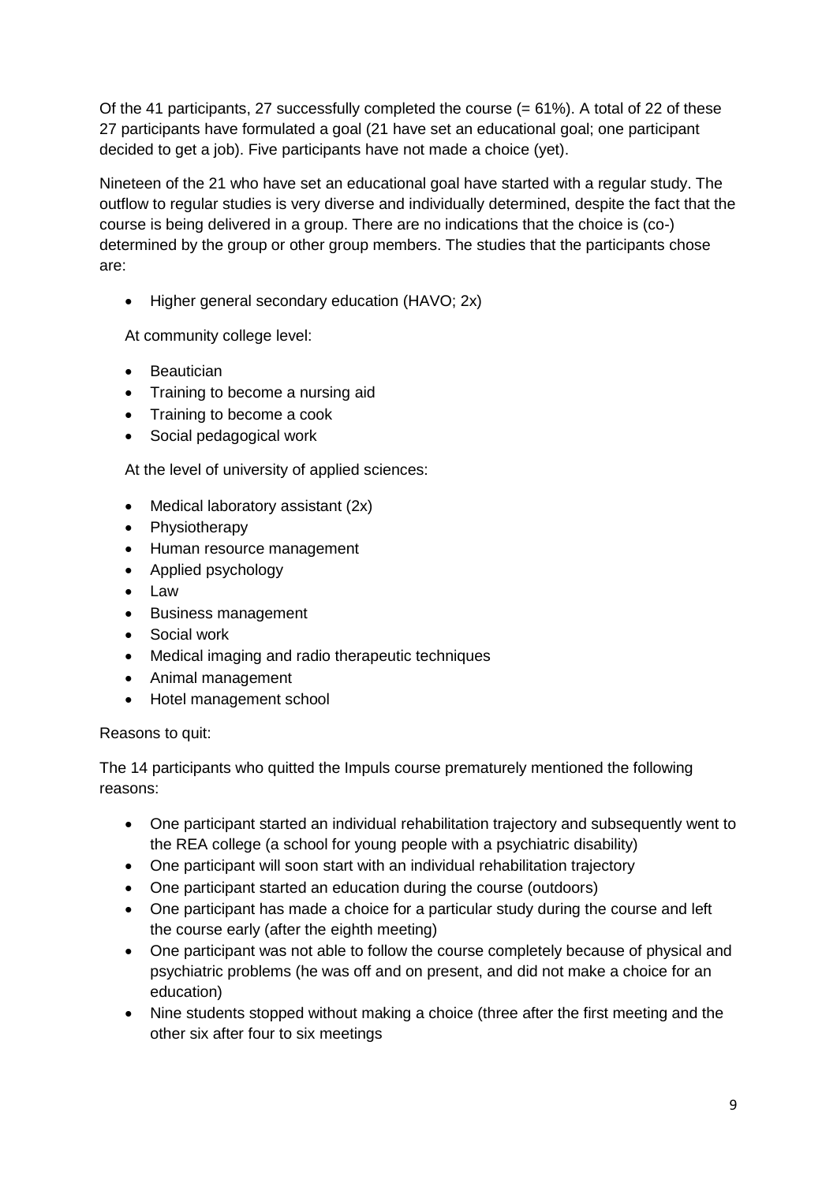Of the 41 participants, 27 successfully completed the course (= 61%). A total of 22 of these 27 participants have formulated a goal (21 have set an educational goal; one participant decided to get a job). Five participants have not made a choice (yet).

Nineteen of the 21 who have set an educational goal have started with a regular study. The outflow to regular studies is very diverse and individually determined, despite the fact that the course is being delivered in a group. There are no indications that the choice is (co-) determined by the group or other group members. The studies that the participants chose are:

- Higher general secondary education (HAVO; 2x)

At community college level:

- Beautician
- Training to become a nursing aid
- Training to become a cook
- Social pedagogical work

At the level of university of applied sciences:

- Medical laboratory assistant (2x)
- Physiotherapy
- Human resource management
- Applied psychology
- Law
- Business management
- Social work
- Medical imaging and radio therapeutic techniques
- Animal management
- Hotel management school

Reasons to quit:

The 14 participants who quitted the Impuls course prematurely mentioned the following reasons:

- One participant started an individual rehabilitation trajectory and subsequently went to the REA college (a school for young people with a psychiatric disability)
- One participant will soon start with an individual rehabilitation trajectory
- One participant started an education during the course (outdoors)
- One participant has made a choice for a particular study during the course and left the course early (after the eighth meeting)
- One participant was not able to follow the course completely because of physical and psychiatric problems (he was off and on present, and did not make a choice for an education)
- Nine students stopped without making a choice (three after the first meeting and the other six after four to six meetings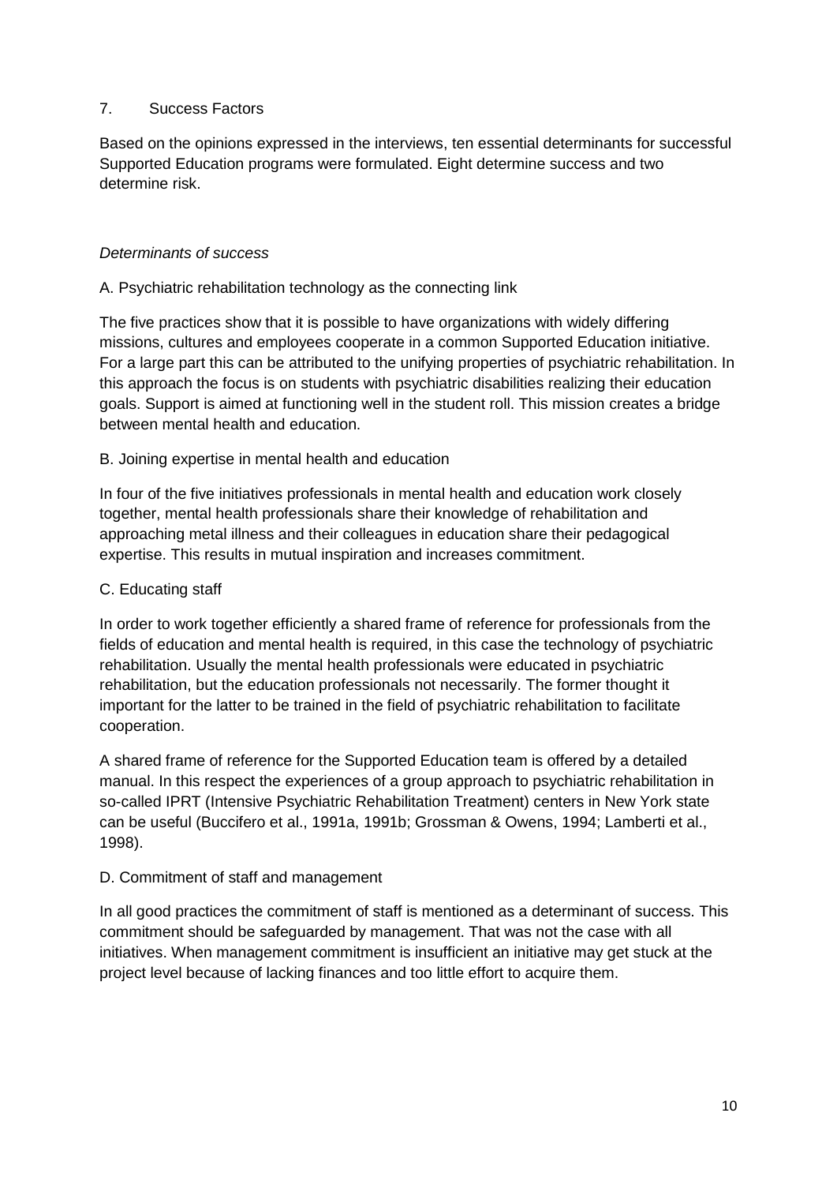## 7. Success Factors

Based on the opinions expressed in the interviews, ten essential determinants for successful Supported Education programs were formulated. Eight determine success and two determine risk.

### *Determinants of success*

A. Psychiatric rehabilitation technology as the connecting link

The five practices show that it is possible to have organizations with widely differing missions, cultures and employees cooperate in a common Supported Education initiative. For a large part this can be attributed to the unifying properties of psychiatric rehabilitation. In this approach the focus is on students with psychiatric disabilities realizing their education goals. Support is aimed at functioning well in the student roll. This mission creates a bridge between mental health and education.

B. Joining expertise in mental health and education

In four of the five initiatives professionals in mental health and education work closely together, mental health professionals share their knowledge of rehabilitation and approaching metal illness and their colleagues in education share their pedagogical expertise. This results in mutual inspiration and increases commitment.

C. Educating staff

In order to work together efficiently a shared frame of reference for professionals from the fields of education and mental health is required, in this case the technology of psychiatric rehabilitation. Usually the mental health professionals were educated in psychiatric rehabilitation, but the education professionals not necessarily. The former thought it important for the latter to be trained in the field of psychiatric rehabilitation to facilitate cooperation.

A shared frame of reference for the Supported Education team is offered by a detailed manual. In this respect the experiences of a group approach to psychiatric rehabilitation in so-called IPRT (Intensive Psychiatric Rehabilitation Treatment) centers in New York state can be useful (Buccifero et al., 1991a, 1991b; Grossman & Owens, 1994; Lamberti et al., 1998).

D. Commitment of staff and management

In all good practices the commitment of staff is mentioned as a determinant of success. This commitment should be safeguarded by management. That was not the case with all initiatives. When management commitment is insufficient an initiative may get stuck at the project level because of lacking finances and too little effort to acquire them.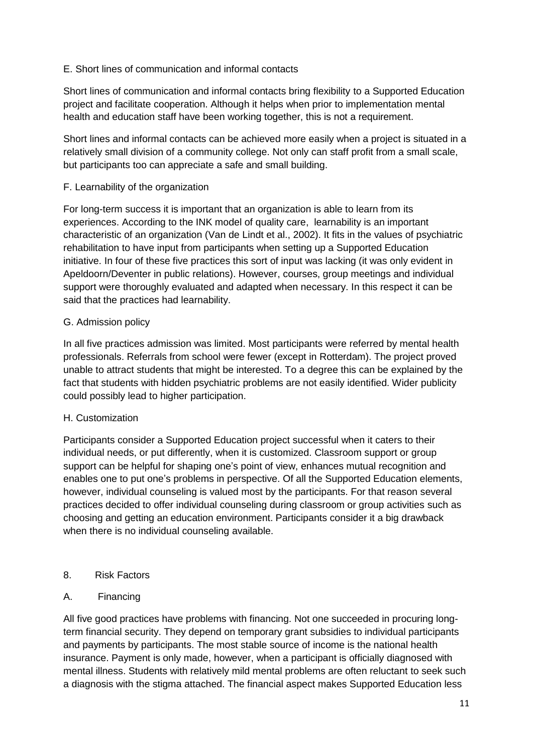E. Short lines of communication and informal contacts

Short lines of communication and informal contacts bring flexibility to a Supported Education project and facilitate cooperation. Although it helps when prior to implementation mental health and education staff have been working together, this is not a requirement.

Short lines and informal contacts can be achieved more easily when a project is situated in a relatively small division of a community college. Not only can staff profit from a small scale, but participants too can appreciate a safe and small building.

F. Learnability of the organization

For long-term success it is important that an organization is able to learn from its experiences. According to the INK model of quality care, learnability is an important characteristic of an organization (Van de Lindt et al., 2002). It fits in the values of psychiatric rehabilitation to have input from participants when setting up a Supported Education initiative. In four of these five practices this sort of input was lacking (it was only evident in Apeldoorn/Deventer in public relations). However, courses, group meetings and individual support were thoroughly evaluated and adapted when necessary. In this respect it can be said that the practices had learnability.

G. Admission policy

In all five practices admission was limited. Most participants were referred by mental health professionals. Referrals from school were fewer (except in Rotterdam). The project proved unable to attract students that might be interested. To a degree this can be explained by the fact that students with hidden psychiatric problems are not easily identified. Wider publicity could possibly lead to higher participation.

H. Customization

Participants consider a Supported Education project successful when it caters to their individual needs, or put differently, when it is customized. Classroom support or group support can be helpful for shaping one's point of view, enhances mutual recognition and enables one to put one's problems in perspective. Of all the Supported Education elements, however, individual counseling is valued most by the participants. For that reason several practices decided to offer individual counseling during classroom or group activities such as choosing and getting an education environment. Participants consider it a big drawback when there is no individual counseling available.

## 8. Risk Factors

A. Financing

All five good practices have problems with financing. Not one succeeded in procuring long-term financial security. They depend on temporary grant subsidies to individual participants and payments by participants. The most stable source of income is the national health insurance. Payment is only made, however, when a participant is officially diagnosed with mental illness. Students with relatively mild mental problems are often reluctant to seek such a diagnosis with the stigma attached. The financial aspect makes Supported Education less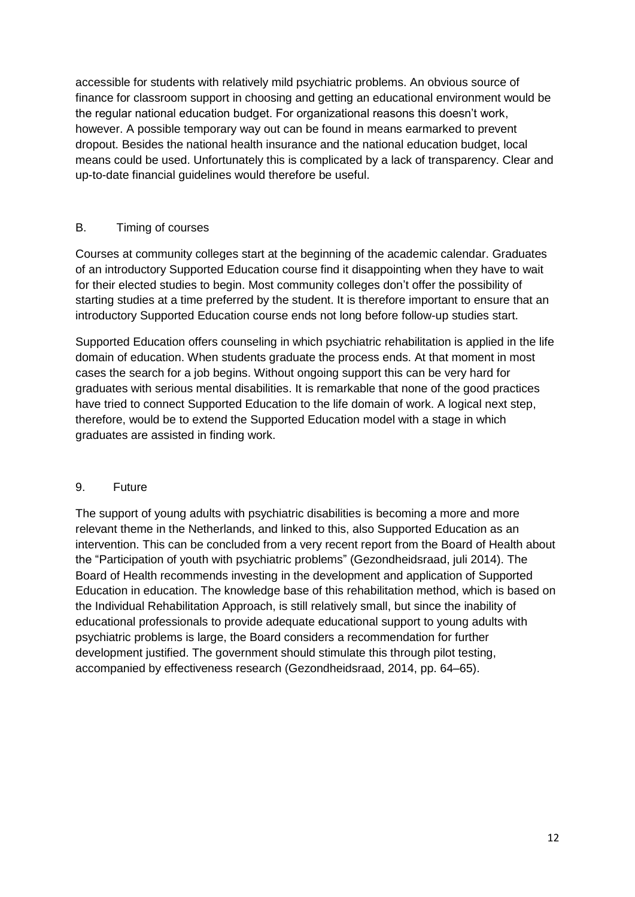accessible for students with relatively mild psychiatric problems. An obvious source of finance for classroom support in choosing and getting an educational environment would be the regular national education budget. For organizational reasons this doesn't work, however. A possible temporary way out can be found in means earmarked to prevent dropout. Besides the national health insurance and the national education budget, local means could be used. Unfortunately this is complicated by a lack of transparency. Clear and up-to-date financial guidelines would therefore be useful.

### B. Timing of courses

Courses at community colleges start at the beginning of the academic calendar. Graduates of an introductory Supported Education course find it disappointing when they have to wait for their elected studies to begin. Most community colleges don't offer the possibility of starting studies at a time preferred by the student. It is therefore important to ensure that an introductory Supported Education course ends not long before follow-up studies start.

Supported Education offers counseling in which psychiatric rehabilitation is applied in the life domain of education. When students graduate the process ends. At that moment in most cases the search for a job begins. Without ongoing support this can be very hard for graduates with serious mental disabilities. It is remarkable that none of the good practices have tried to connect Supported Education to the life domain of work. A logical next step, therefore, would be to extend the Supported Education model with a stage in which graduates are assisted in finding work.

## 9. Future

The support of young adults with psychiatric disabilities is becoming a more and more relevant theme in the Netherlands, and linked to this, also Supported Education as an intervention. This can be concluded from a very recent report from the Board of Health about the "Participation of youth with psychiatric problems" (Gezondheidsraad, juli 2014). The Board of Health recommends investing in the development and application of Supported Education in education. The knowledge base of this rehabilitation method, which is based on the Individual Rehabilitation Approach, is still relatively small, but since the inability of educational professionals to provide adequate educational support to young adults with psychiatric problems is large, the Board considers a recommendation for further development justified. The government should stimulate this through pilot testing, accompanied by effectiveness research (Gezondheidsraad, 2014, pp. 64–65).